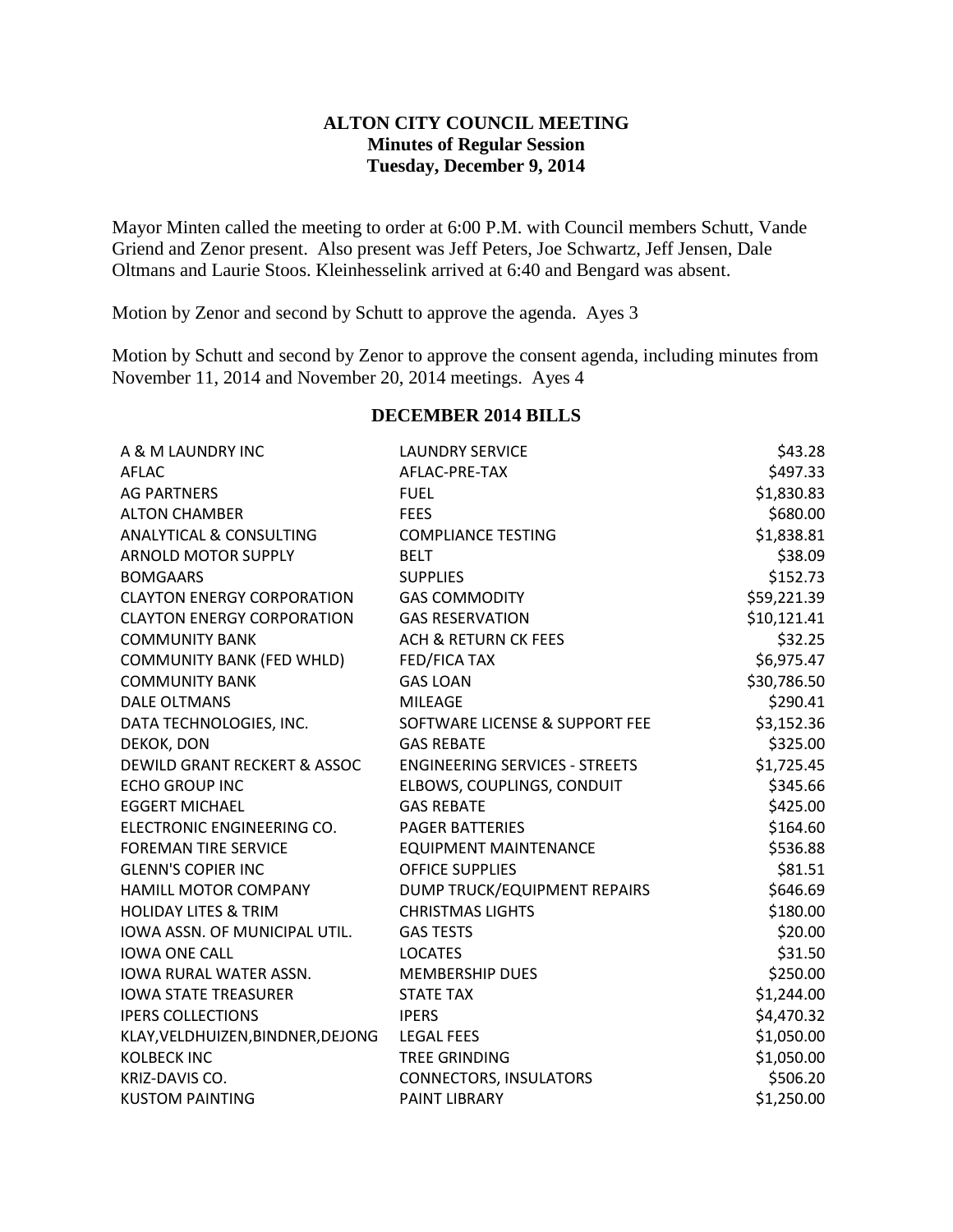# ALTON CITY COUNCIL MEETING
## Minutes of Regular Session
### Tuesday, December 9, 2014

Mayor Minten called the meeting to order at 6:00 P.M. with Council members Schutt, Vande Griend and Zenor present. Also present was Jeff Peters, Joe Schwartz, Jeff Jensen, Dale Oltmans and Laurie Stoos. Kleinhesselink arrived at 6:40 and Bengard was absent.

Motion by Zenor and second by Schutt to approve the agenda. Ayes 3

Motion by Schutt and second by Zenor to approve the consent agenda, including minutes from November 11, 2014 and November 20, 2014 meetings. Ayes 4

## DECEMBER 2014 BILLS

| | | |
|---|---|---|
| A & M LAUNDRY INC | LAUNDRY SERVICE | $43.28 |
| AFLAC | AFLAC-PRE-TAX | $497.33 |
| AG PARTNERS | FUEL | $1,830.83 |
| ALTON CHAMBER | FEES | $680.00 |
| ANALYTICAL & CONSULTING | COMPLIANCE TESTING | $1,838.81 |
| ARNOLD MOTOR SUPPLY | BELT | $38.09 |
| BOMGAARS | SUPPLIES | $152.73 |
| CLAYTON ENERGY CORPORATION | GAS COMMODITY | $59,221.39 |
| CLAYTON ENERGY CORPORATION | GAS RESERVATION | $10,121.41 |
| COMMUNITY BANK | ACH & RETURN CK FEES | $32.25 |
| COMMUNITY BANK (FED WHLD) | FED/FICA TAX | $6,975.47 |
| COMMUNITY BANK | GAS LOAN | $30,786.50 |
| DALE OLTMANS | MILEAGE | $290.41 |
| DATA TECHNOLOGIES, INC. | SOFTWARE LICENSE & SUPPORT FEE | $3,152.36 |
| DEKOK, DON | GAS REBATE | $325.00 |
| DEWILD GRANT RECKERT & ASSOC | ENGINEERING SERVICES - STREETS | $1,725.45 |
| ECHO GROUP INC | ELBOWS, COUPLINGS, CONDUIT | $345.66 |
| EGGERT MICHAEL | GAS REBATE | $425.00 |
| ELECTRONIC ENGINEERING CO. | PAGER BATTERIES | $164.60 |
| FOREMAN TIRE SERVICE | EQUIPMENT MAINTENANCE | $536.88 |
| GLENN'S COPIER INC | OFFICE SUPPLIES | $81.51 |
| HAMILL MOTOR COMPANY | DUMP TRUCK/EQUIPMENT REPAIRS | $646.69 |
| HOLIDAY LITES & TRIM | CHRISTMAS LIGHTS | $180.00 |
| IOWA ASSN. OF MUNICIPAL UTIL. | GAS TESTS | $20.00 |
| IOWA ONE CALL | LOCATES | $31.50 |
| IOWA RURAL WATER ASSN. | MEMBERSHIP DUES | $250.00 |
| IOWA STATE TREASURER | STATE TAX | $1,244.00 |
| IPERS COLLECTIONS | IPERS | $4,470.32 |
| KLAY,VELDHUIZEN,BINDNER,DEJONG | LEGAL FEES | $1,050.00 |
| KOLBECK INC | TREE GRINDING | $1,050.00 |
| KRIZ-DAVIS CO. | CONNECTORS, INSULATORS | $506.20 |
| KUSTOM PAINTING | PAINT LIBRARY | $1,250.00 |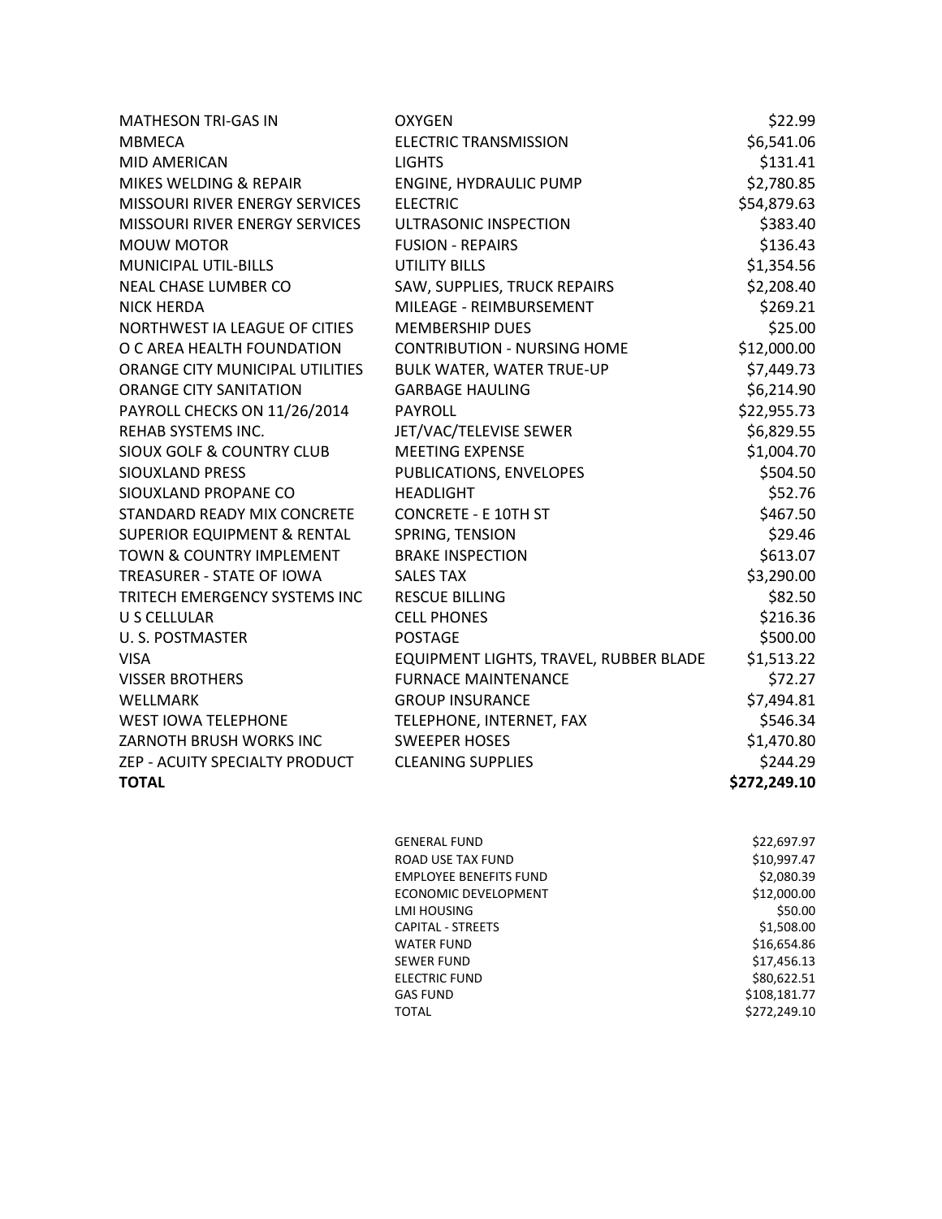| | | |
|---|---|---|
| MATHESON TRI-GAS IN | OXYGEN | $22.99 |
| MBMECA | ELECTRIC TRANSMISSION | $6,541.06 |
| MID AMERICAN | LIGHTS | $131.41 |
| MIKES WELDING & REPAIR | ENGINE, HYDRAULIC PUMP | $2,780.85 |
| MISSOURI RIVER ENERGY SERVICES | ELECTRIC | $54,879.63 |
| MISSOURI RIVER ENERGY SERVICES | ULTRASONIC INSPECTION | $383.40 |
| MOUW MOTOR | FUSION - REPAIRS | $136.43 |
| MUNICIPAL UTIL-BILLS | UTILITY BILLS | $1,354.56 |
| NEAL CHASE LUMBER CO | SAW, SUPPLIES, TRUCK REPAIRS | $2,208.40 |
| NICK HERDA | MILEAGE - REIMBURSEMENT | $269.21 |
| NORTHWEST IA LEAGUE OF CITIES | MEMBERSHIP DUES | $25.00 |
| O C AREA HEALTH FOUNDATION | CONTRIBUTION - NURSING HOME | $12,000.00 |
| ORANGE CITY MUNICIPAL UTILITIES | BULK WATER, WATER TRUE-UP | $7,449.73 |
| ORANGE CITY SANITATION | GARBAGE HAULING | $6,214.90 |
| PAYROLL CHECKS ON 11/26/2014 | PAYROLL | $22,955.73 |
| REHAB SYSTEMS INC. | JET/VAC/TELEVISE SEWER | $6,829.55 |
| SIOUX GOLF & COUNTRY CLUB | MEETING EXPENSE | $1,004.70 |
| SIOUXLAND PRESS | PUBLICATIONS, ENVELOPES | $504.50 |
| SIOUXLAND PROPANE CO | HEADLIGHT | $52.76 |
| STANDARD READY MIX CONCRETE | CONCRETE - E 10TH ST | $467.50 |
| SUPERIOR EQUIPMENT & RENTAL | SPRING, TENSION | $29.46 |
| TOWN & COUNTRY IMPLEMENT | BRAKE INSPECTION | $613.07 |
| TREASURER - STATE OF IOWA | SALES TAX | $3,290.00 |
| TRITECH EMERGENCY SYSTEMS INC | RESCUE BILLING | $82.50 |
| U S CELLULAR | CELL PHONES | $216.36 |
| U. S. POSTMASTER | POSTAGE | $500.00 |
| VISA | EQUIPMENT LIGHTS, TRAVEL, RUBBER BLADE | $1,513.22 |
| VISSER BROTHERS | FURNACE MAINTENANCE | $72.27 |
| WELLMARK | GROUP INSURANCE | $7,494.81 |
| WEST IOWA TELEPHONE | TELEPHONE, INTERNET, FAX | $546.34 |
| ZARNOTH BRUSH WORKS INC | SWEEPER HOSES | $1,470.80 |
| ZEP - ACUITY SPECIALTY PRODUCT | CLEANING SUPPLIES | $244.29 |
| **TOTAL** | | **$272,249.10** |

| | |
|---|---|
| GENERAL FUND | $22,697.97 |
| ROAD USE TAX FUND | $10,997.47 |
| EMPLOYEE BENEFITS FUND | $2,080.39 |
| ECONOMIC DEVELOPMENT | $12,000.00 |
| LMI HOUSING | $50.00 |
| CAPITAL - STREETS | $1,508.00 |
| WATER FUND | $16,654.86 |
| SEWER FUND | $17,456.13 |
| ELECTRIC FUND | $80,622.51 |
| GAS FUND | $108,181.77 |
| TOTAL | $272,249.10 |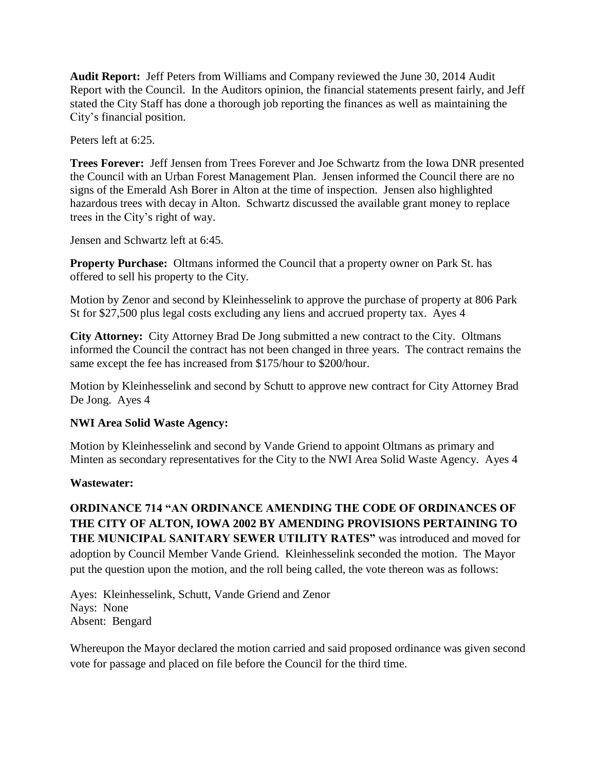**Audit Report:** Jeff Peters from Williams and Company reviewed the June 30, 2014 Audit Report with the Council. In the Auditors opinion, the financial statements present fairly, and Jeff stated the City Staff has done a thorough job reporting the finances as well as maintaining the City's financial position.

Peters left at 6:25.

**Trees Forever:** Jeff Jensen from Trees Forever and Joe Schwartz from the Iowa DNR presented the Council with an Urban Forest Management Plan. Jensen informed the Council there are no signs of the Emerald Ash Borer in Alton at the time of inspection. Jensen also highlighted hazardous trees with decay in Alton. Schwartz discussed the available grant money to replace trees in the City's right of way.

Jensen and Schwartz left at 6:45.

**Property Purchase:** Oltmans informed the Council that a property owner on Park St. has offered to sell his property to the City.

Motion by Zenor and second by Kleinhesselink to approve the purchase of property at 806 Park St for $27,500 plus legal costs excluding any liens and accrued property tax. Ayes 4

**City Attorney:** City Attorney Brad De Jong submitted a new contract to the City. Oltmans informed the Council the contract has not been changed in three years. The contract remains the same except the fee has increased from $175/hour to $200/hour.

Motion by Kleinhesselink and second by Schutt to approve new contract for City Attorney Brad De Jong. Ayes 4

**NWI Area Solid Waste Agency:**

Motion by Kleinhesselink and second by Vande Griend to appoint Oltmans as primary and Minten as secondary representatives for the City to the NWI Area Solid Waste Agency. Ayes 4

**Wastewater:**

**ORDINANCE 714 "AN ORDINANCE AMENDING THE CODE OF ORDINANCES OF THE CITY OF ALTON, IOWA 2002 BY AMENDING PROVISIONS PERTAINING TO THE MUNICIPAL SANITARY SEWER UTILITY RATES"** was introduced and moved for adoption by Council Member Vande Griend. Kleinhesselink seconded the motion. The Mayor put the question upon the motion, and the roll being called, the vote thereon was as follows:

Ayes: Kleinhesselink, Schutt, Vande Griend and Zenor
Nays: None
Absent: Bengard

Whereupon the Mayor declared the motion carried and said proposed ordinance was given second vote for passage and placed on file before the Council for the third time.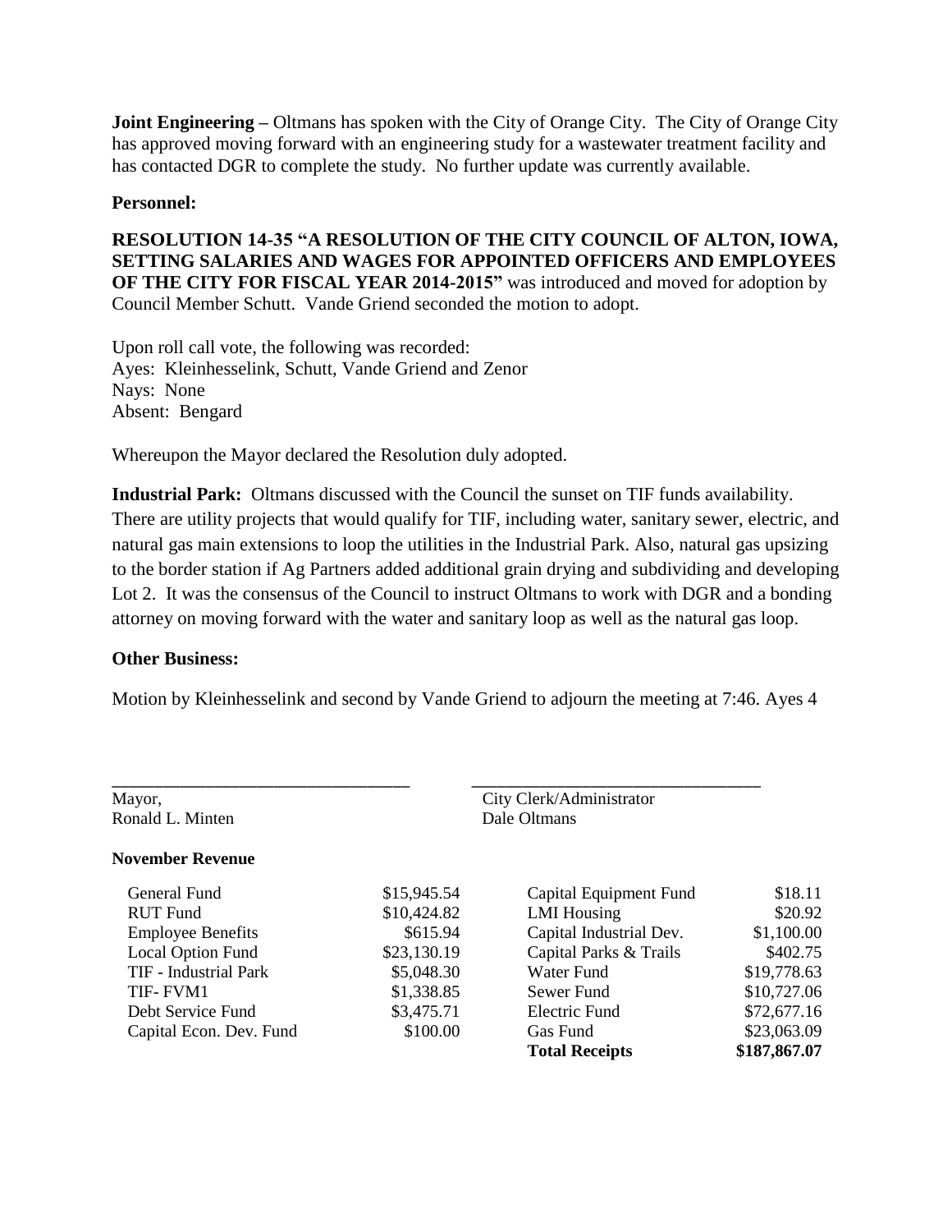**Joint Engineering –** Oltmans has spoken with the City of Orange City. The City of Orange City has approved moving forward with an engineering study for a wastewater treatment facility and has contacted DGR to complete the study. No further update was currently available.

**Personnel:**

**RESOLUTION 14-35 "A RESOLUTION OF THE CITY COUNCIL OF ALTON, IOWA, SETTING SALARIES AND WAGES FOR APPOINTED OFFICERS AND EMPLOYEES OF THE CITY FOR FISCAL YEAR 2014-2015"** was introduced and moved for adoption by Council Member Schutt. Vande Griend seconded the motion to adopt.

Upon roll call vote, the following was recorded:
Ayes: Kleinhesselink, Schutt, Vande Griend and Zenor
Nays: None
Absent: Bengard

Whereupon the Mayor declared the Resolution duly adopted.

**Industrial Park:** Oltmans discussed with the Council the sunset on TIF funds availability. There are utility projects that would qualify for TIF, including water, sanitary sewer, electric, and natural gas main extensions to loop the utilities in the Industrial Park. Also, natural gas upsizing to the border station if Ag Partners added additional grain drying and subdividing and developing Lot 2. It was the consensus of the Council to instruct Oltmans to work with DGR and a bonding attorney on moving forward with the water and sanitary loop as well as the natural gas loop.

**Other Business:**

Motion by Kleinhesselink and second by Vande Griend to adjourn the meeting at 7:46. Ayes 4

\_\_\_\_\_\_\_\_\_\_\_\_\_\_\_\_\_\_\_\_\_\_\_\_\_\_\_\_\_\_\_\_\_
Mayor,
Ronald L. Minten

\_\_\_\_\_\_\_\_\_\_\_\_\_\_\_\_\_\_\_\_\_\_\_\_\_\_\_\_\_\_\_\_\_
City Clerk/Administrator
Dale Oltmans

**November Revenue**

| | | | |
|---|---|---|---|
| General Fund | $15,945.54 | Capital Equipment Fund | $18.11 |
| RUT Fund | $10,424.82 | LMI Housing | $20.92 |
| Employee Benefits | $615.94 | Capital Industrial Dev. | $1,100.00 |
| Local Option Fund | $23,130.19 | Capital Parks & Trails | $402.75 |
| TIF - Industrial Park | $5,048.30 | Water Fund | $19,778.63 |
| TIF- FVM1 | $1,338.85 | Sewer Fund | $10,727.06 |
| Debt Service Fund | $3,475.71 | Electric Fund | $72,677.16 |
| Capital Econ. Dev. Fund | $100.00 | Gas Fund | $23,063.09 |
| | | **Total Receipts** | **$187,867.07** |